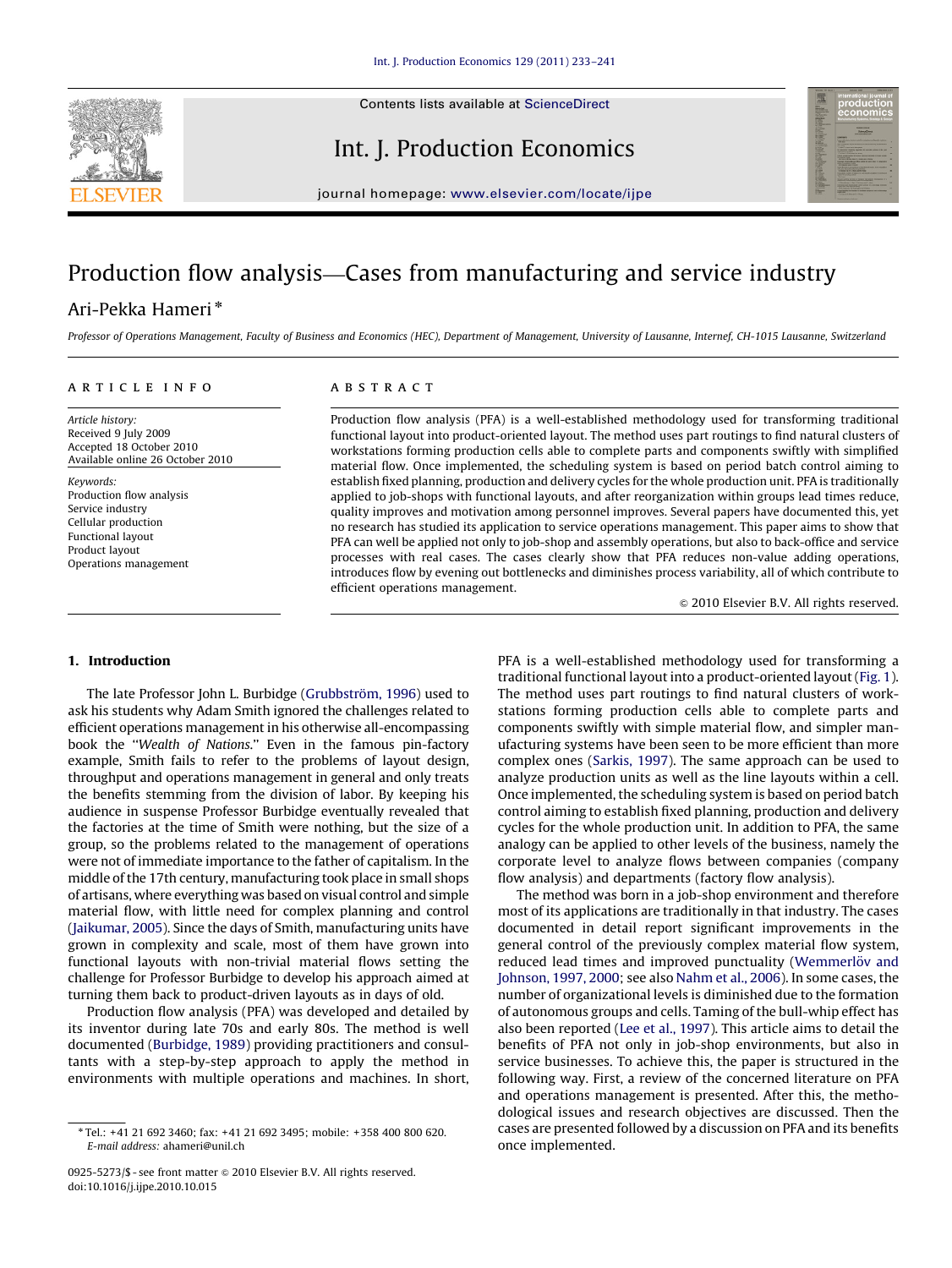# Production flow analysis—Cases from manufacturing and service industry

Ari-Pekka Hameri*

*Professor of Operations Management, Faculty of Business and Economics (HEC), Department of Management, University of Lausanne, Internef, CH-1015 Lausanne, Switzerland*

## ARTICLE INFO

*Article history:*
Received 9 July 2009
Accepted 18 October 2010
Available online 26 October 2010

*Keywords:*
Production flow analysis
Service industry
Cellular production
Functional layout
Product layout
Operations management

## ABSTRACT

Production flow analysis (PFA) is a well-established methodology used for transforming traditional functional layout into product-oriented layout. The method uses part routings to find natural clusters of workstations forming production cells able to complete parts and components swiftly with simplified material flow. Once implemented, the scheduling system is based on period batch control aiming to establish fixed planning, production and delivery cycles for the whole production unit. PFA is traditionally applied to job-shops with functional layouts, and after reorganization within groups lead times reduce, quality improves and motivation among personnel improves. Several papers have documented this, yet no research has studied its application to service operations management. This paper aims to show that PFA can well be applied not only to job-shop and assembly operations, but also to back-office and service processes with real cases. The cases clearly show that PFA reduces non-value adding operations, introduces flow by evening out bottlenecks and diminishes process variability, all of which contribute to efficient operations management.

© 2010 Elsevier B.V. All rights reserved.

## 1. Introduction

The late Professor John L. Burbidge (Grubbström, 1996) used to ask his students why Adam Smith ignored the challenges related to efficient operations management in his otherwise all-encompassing book the "*Wealth of Nations*." Even in the famous pin-factory example, Smith fails to refer to the problems of layout design, throughput and operations management in general and only treats the benefits stemming from the division of labor. By keeping his audience in suspense Professor Burbidge eventually revealed that the factories at the time of Smith were nothing, but the size of a group, so the problems related to the management of operations were not of immediate importance to the father of capitalism. In the middle of the 17th century, manufacturing took place in small shops of artisans, where everything was based on visual control and simple material flow, with little need for complex planning and control (Jaikumar, 2005). Since the days of Smith, manufacturing units have grown in complexity and scale, most of them have grown into functional layouts with non-trivial material flows setting the challenge for Professor Burbidge to develop his approach aimed at turning them back to product-driven layouts as in days of old.

Production flow analysis (PFA) was developed and detailed by its inventor during late 70s and early 80s. The method is well documented (Burbidge, 1989) providing practitioners and consultants with a step-by-step approach to apply the method in environments with multiple operations and machines. In short, PFA is a well-established methodology used for transforming a traditional functional layout into a product-oriented layout (Fig. 1). The method uses part routings to find natural clusters of workstations forming production cells able to complete parts and components swiftly with simple material flow, and simpler manufacturing systems have been seen to be more efficient than more complex ones (Sarkis, 1997). The same approach can be used to analyze production units as well as the line layouts within a cell. Once implemented, the scheduling system is based on period batch control aiming to establish fixed planning, production and delivery cycles for the whole production unit. In addition to PFA, the same analogy can be applied to other levels of the business, namely the corporate level to analyze flows between companies (company flow analysis) and departments (factory flow analysis).

The method was born in a job-shop environment and therefore most of its applications are traditionally in that industry. The cases documented in detail report significant improvements in the general control of the previously complex material flow system, reduced lead times and improved punctuality (Wemmerlöv and Johnson, 1997, 2000; see also Nahm et al., 2006). In some cases, the number of organizational levels is diminished due to the formation of autonomous groups and cells. Taming of the bull-whip effect has also been reported (Lee et al., 1997). This article aims to detail the benefits of PFA not only in job-shop environments, but also in service businesses. To achieve this, the paper is structured in the following way. First, a review of the concerned literature on PFA and operations management is presented. After this, the methodological issues and research objectives are discussed. Then the cases are presented followed by a discussion on PFA and its benefits once implemented.

---

* Tel.: +41 21 692 3460; fax: +41 21 692 3495; mobile: +358 400 800 620.
*E-mail address:* ahameri@unil.ch

0925-5273/$ - see front matter © 2010 Elsevier B.V. All rights reserved.
doi:10.1016/j.ijpe.2010.10.015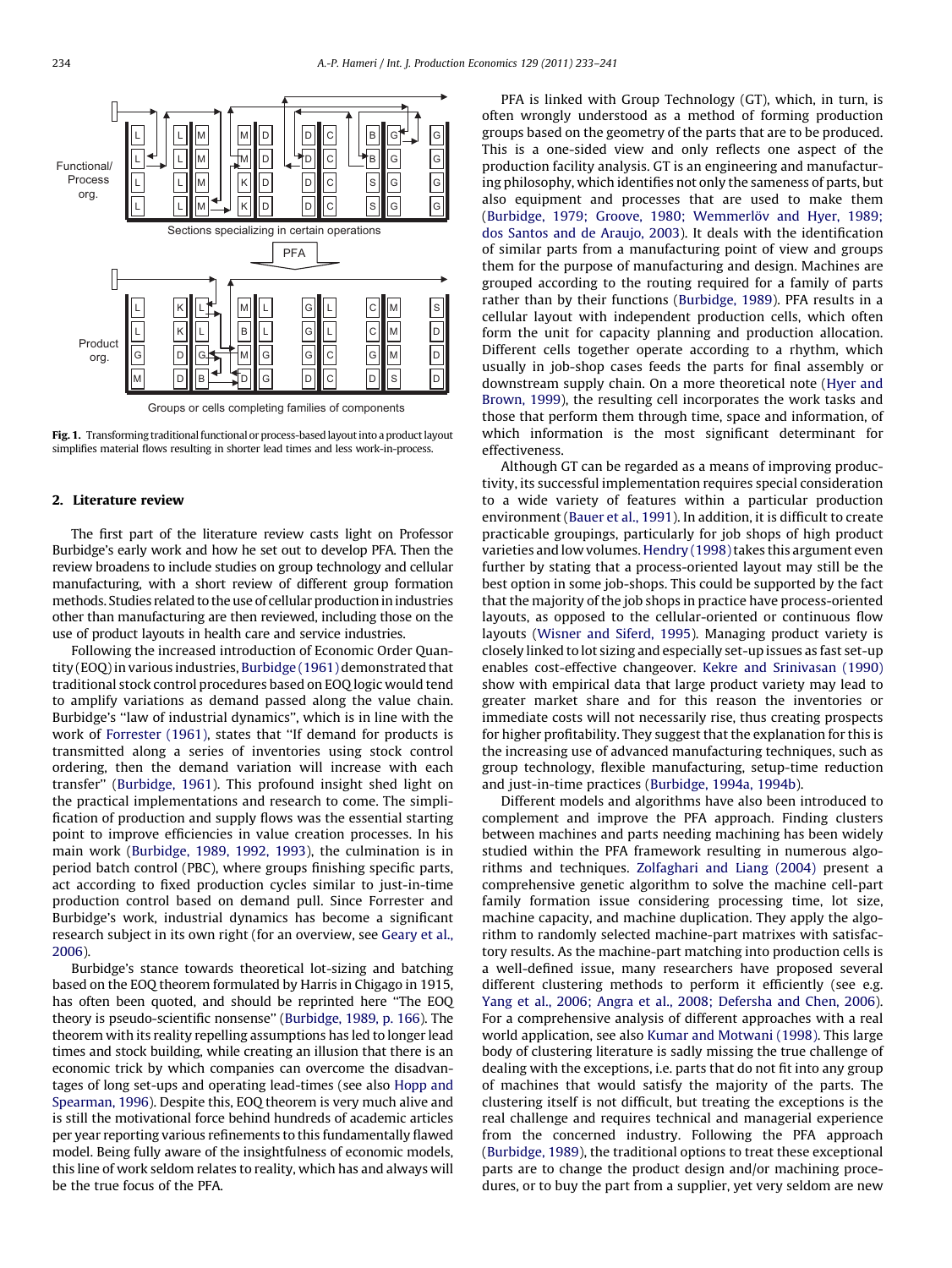Fig. 1. Transforming traditional functional or process-based layout into a product layout simplifies material flows resulting in shorter lead times and less work-in-process.

## 2. Literature review

The first part of the literature review casts light on Professor Burbidge's early work and how he set out to develop PFA. Then the review broadens to include studies on group technology and cellular manufacturing, with a short review of different group formation methods. Studies related to the use of cellular production in industries other than manufacturing are then reviewed, including those on the use of product layouts in health care and service industries.

Following the increased introduction of Economic Order Quantity (EOQ) in various industries, Burbidge (1961) demonstrated that traditional stock control procedures based on EOQ logic would tend to amplify variations as demand passed along the value chain. Burbidge's "law of industrial dynamics", which is in line with the work of Forrester (1961), states that "If demand for products is transmitted along a series of inventories using stock control ordering, then the demand variation will increase with each transfer" (Burbidge, 1961). This profound insight shed light on the practical implementations and research to come. The simplification of production and supply flows was the essential starting point to improve efficiencies in value creation processes. In his main work (Burbidge, 1989, 1992, 1993), the culmination is in period batch control (PBC), where groups finishing specific parts, act according to fixed production cycles similar to just-in-time production control based on demand pull. Since Forrester and Burbidge's work, industrial dynamics has become a significant research subject in its own right (for an overview, see Geary et al., 2006).

Burbidge's stance towards theoretical lot-sizing and batching based on the EOQ theorem formulated by Harris in Chigago in 1915, has often been quoted, and should be reprinted here "The EOQ theory is pseudo-scientific nonsense" (Burbidge, 1989, p. 166). The theorem with its reality repelling assumptions has led to longer lead times and stock building, while creating an illusion that there is an economic trick by which companies can overcome the disadvantages of long set-ups and operating lead-times (see also Hopp and Spearman, 1996). Despite this, EOQ theorem is very much alive and is still the motivational force behind hundreds of academic articles per year reporting various refinements to this fundamentally flawed model. Being fully aware of the insightfulness of economic models, this line of work seldom relates to reality, which has and always will be the true focus of the PFA.

PFA is linked with Group Technology (GT), which, in turn, is often wrongly understood as a method of forming production groups based on the geometry of the parts that are to be produced. This is a one-sided view and only reflects one aspect of the production facility analysis. GT is an engineering and manufacturing philosophy, which identifies not only the sameness of parts, but also equipment and processes that are used to make them (Burbidge, 1979; Groove, 1980; Wemmerlöv and Hyer, 1989; dos Santos and de Araujo, 2003). It deals with the identification of similar parts from a manufacturing point of view and groups them for the purpose of manufacturing and design. Machines are grouped according to the routing required for a family of parts rather than by their functions (Burbidge, 1989). PFA results in a cellular layout with independent production cells, which often form the unit for capacity planning and production allocation. Different cells together operate according to a rhythm, which usually in job-shop cases feeds the parts for final assembly or downstream supply chain. On a more theoretical note (Hyer and Brown, 1999), the resulting cell incorporates the work tasks and those that perform them through time, space and information, of which information is the most significant determinant for effectiveness.

Although GT can be regarded as a means of improving productivity, its successful implementation requires special consideration to a wide variety of features within a particular production environment (Bauer et al., 1991). In addition, it is difficult to create practicable groupings, particularly for job shops of high product varieties and low volumes. Hendry (1998) takes this argument even further by stating that a process-oriented layout may still be the best option in some job-shops. This could be supported by the fact that the majority of the job shops in practice have process-oriented layouts, as opposed to the cellular-oriented or continuous flow layouts (Wisner and Siferd, 1995). Managing product variety is closely linked to lot sizing and especially set-up issues as fast set-up enables cost-effective changeover. Kekre and Srinivasan (1990) show with empirical data that large product variety may lead to greater market share and for this reason the inventories or immediate costs will not necessarily rise, thus creating prospects for higher profitability. They suggest that the explanation for this is the increasing use of advanced manufacturing techniques, such as group technology, flexible manufacturing, setup-time reduction and just-in-time practices (Burbidge, 1994a, 1994b).

Different models and algorithms have also been introduced to complement and improve the PFA approach. Finding clusters between machines and parts needing machining has been widely studied within the PFA framework resulting in numerous algorithms and techniques. Zolfaghari and Liang (2004) present a comprehensive genetic algorithm to solve the machine cell-part family formation issue considering processing time, lot size, machine capacity, and machine duplication. They apply the algorithm to randomly selected machine-part matrixes with satisfactory results. As the machine-part matching into production cells is a well-defined issue, many researchers have proposed several different clustering methods to perform it efficiently (see e.g. Yang et al., 2006; Angra et al., 2008; Defersha and Chen, 2006). For a comprehensive analysis of different approaches with a real world application, see also Kumar and Motwani (1998). This large body of clustering literature is sadly missing the true challenge of dealing with the exceptions, i.e. parts that do not fit into any group of machines that would satisfy the majority of the parts. The clustering itself is not difficult, but treating the exceptions is the real challenge and requires technical and managerial experience from the concerned industry. Following the PFA approach (Burbidge, 1989), the traditional options to treat these exceptional parts are to change the product design and/or machining procedures, or to buy the part from a supplier, yet very seldom are new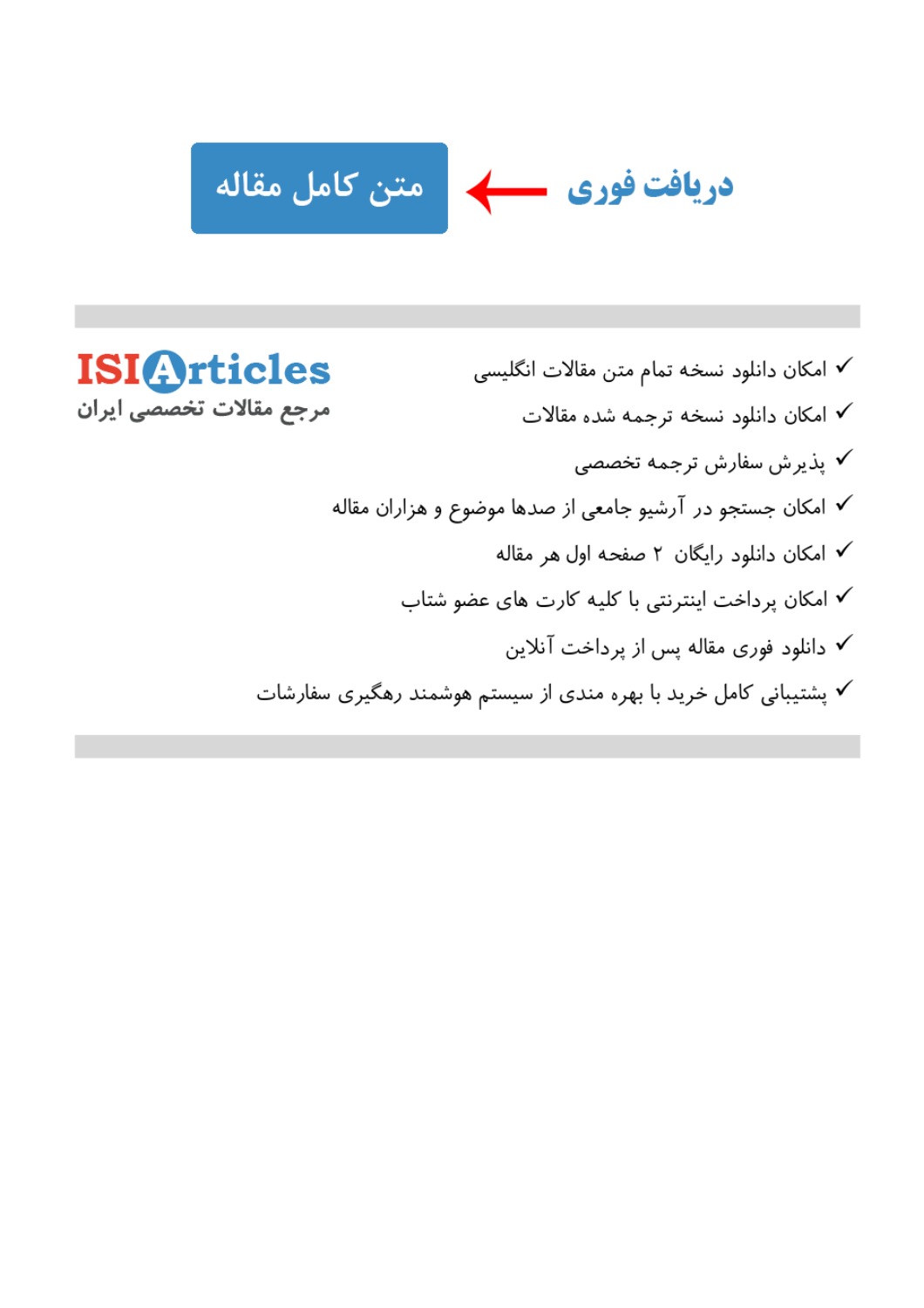دریافت فوری ← متن کامل مقاله

**ISIArticles**
مرجع مقالات تخصصی ایران

- ✓ امکان دانلود نسخه تمام متن مقالات انگلیسی
- ✓ امکان دانلود نسخه ترجمه شده مقالات
- ✓ پذیرش سفارش ترجمه تخصصی
- ✓ امکان جستجو در آرشیو جامعی از صدها موضوع و هزاران مقاله
- ✓ امکان دانلود رایگان ۲ صفحه اول هر مقاله
- ✓ امکان پرداخت اینترنتی با کلیه کارت های عضو شتاب
- ✓ دانلود فوری مقاله پس از پرداخت آنلاین
- ✓ پشتیبانی کامل خرید با بهره مندی از سیستم هوشمند رهگیری سفارشات